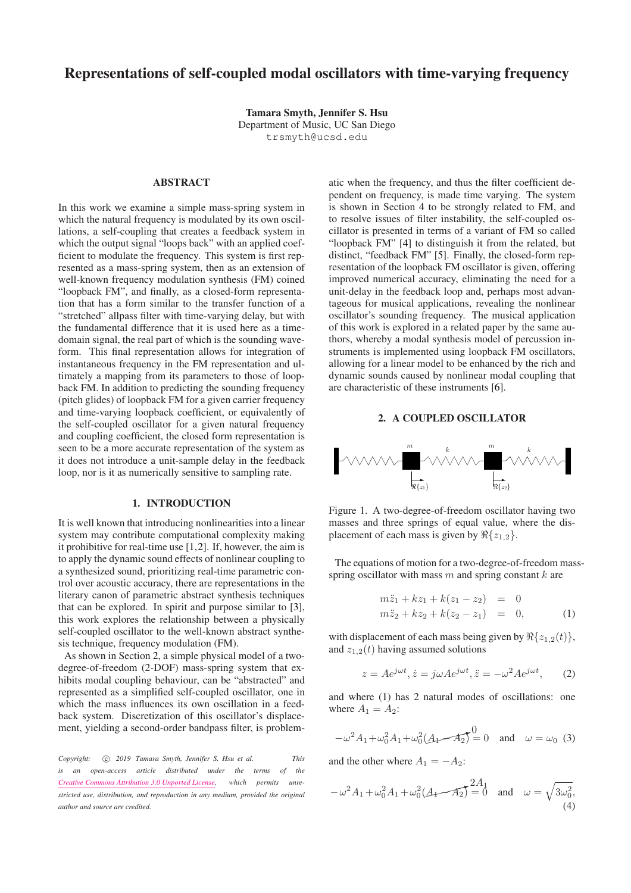# Representations of self-coupled modal oscillators with time-varying frequency

**Tamara Smyth, Jennifer S. Hsu**
Department of Music, UC San Diego
trsmyth@ucsd.edu

## ABSTRACT

In this work we examine a simple mass-spring system in which the natural frequency is modulated by its own oscillations, a self-coupling that creates a feedback system in which the output signal "loops back" with an applied coefficient to modulate the frequency. This system is first represented as a mass-spring system, then as an extension of well-known frequency modulation synthesis (FM) coined "loopback FM", and finally, as a closed-form representation that has a form similar to the transfer function of a "stretched" allpass filter with time-varying delay, but with the fundamental difference that it is used here as a time-domain signal, the real part of which is the sounding waveform. This final representation allows for integration of instantaneous frequency in the FM representation and ultimately a mapping from its parameters to those of loopback FM. In addition to predicting the sounding frequency (pitch glides) of loopback FM for a given carrier frequency and time-varying loopback coefficient, or equivalently of the self-coupled oscillator for a given natural frequency and coupling coefficient, the closed form representation is seen to be a more accurate representation of the system as it does not introduce a unit-sample delay in the feedback loop, nor is it as numerically sensitive to sampling rate.

## 1. INTRODUCTION

It is well known that introducing nonlinearities into a linear system may contribute computational complexity making it prohibitive for real-time use [1,2]. If, however, the aim is to apply the dynamic sound effects of nonlinear coupling to a synthesized sound, prioritizing real-time parametric control over acoustic accuracy, there are representations in the literary canon of parametric abstract synthesis techniques that can be explored. In spirit and purpose similar to [3], this work explores the relationship between a physically self-coupled oscillator to the well-known abstract synthesis technique, frequency modulation (FM).

As shown in Section 2, a simple physical model of a two-degree-of-freedom (2-DOF) mass-spring system that exhibits modal coupling behaviour, can be "abstracted" and represented as a simplified self-coupled oscillator, one in which the mass influences its own oscillation in a feedback system. Discretization of this oscillator's displacement, yielding a second-order bandpass filter, is problematic when the frequency, and thus the filter coefficient dependent on frequency, is made time varying. The system is shown in Section 4 to be strongly related to FM, and to resolve issues of filter instability, the self-coupled oscillator is presented in terms of a variant of FM so called "loopback FM" [4] to distinguish it from the related, but distinct, "feedback FM" [5]. Finally, the closed-form representation of the loopback FM oscillator is given, offering improved numerical accuracy, eliminating the need for a unit-delay in the feedback loop and, perhaps most advantageous for musical applications, revealing the nonlinear oscillator's sounding frequency. The musical application of this work is explored in a related paper by the same authors, whereby a modal synthesis model of percussion instruments is implemented using loopback FM oscillators, allowing for a linear model to be enhanced by the rich and dynamic sounds caused by nonlinear modal coupling that are characteristic of these instruments [6].

*Copyright: © 2019 Tamara Smyth, Jennifer S. Hsu et al. This is an open-access article distributed under the terms of the Creative Commons Attribution 3.0 Unported License, which permits unrestricted use, distribution, and reproduction in any medium, provided the original author and source are credited.*

## 2. A COUPLED OSCILLATOR

Figure 1. A two-degree-of-freedom oscillator having two masses and three springs of equal value, where the displacement of each mass is given by $\Re\{z_{1,2}\}$.

The equations of motion for a two-degree-of-freedom mass-spring oscillator with mass $m$ and spring constant $k$ are

$$
\begin{aligned}
m\ddot{z}_1 + kz_1 + k(z_1 - z_2) &= 0 \\
m\ddot{z}_2 + kz_2 + k(z_2 - z_1) &= 0,
\end{aligned}
\tag{1}
$$

with displacement of each mass being given by $\Re\{z_{1,2}(t)\}$, and $z_{1,2}(t)$ having assumed solutions

$$
z = Ae^{j\omega t}, \dot{z} = j\omega Ae^{j\omega t}, \ddot{z} = -\omega^2 Ae^{j\omega t}, \tag{2}
$$

and where (1) has 2 natural modes of oscillations: one where $A_1 = A_2$:

$$
-\omega^2 A_1 + \omega_0^2 A_1 + \omega_0^2 \overset{0}{(A_1 - A_2)} = 0 \quad \text{and} \quad \omega = \omega_0 \tag{3}
$$

and the other where $A_1 = -A_2$:

$$
-\omega^2 A_1 + \omega_0^2 A_1 + \omega_0^2 \overset{2A_1}{(A_1 - A_2)} = 0 \quad \text{and} \quad \omega = \sqrt{3\omega_0^2}, \tag{4}
$$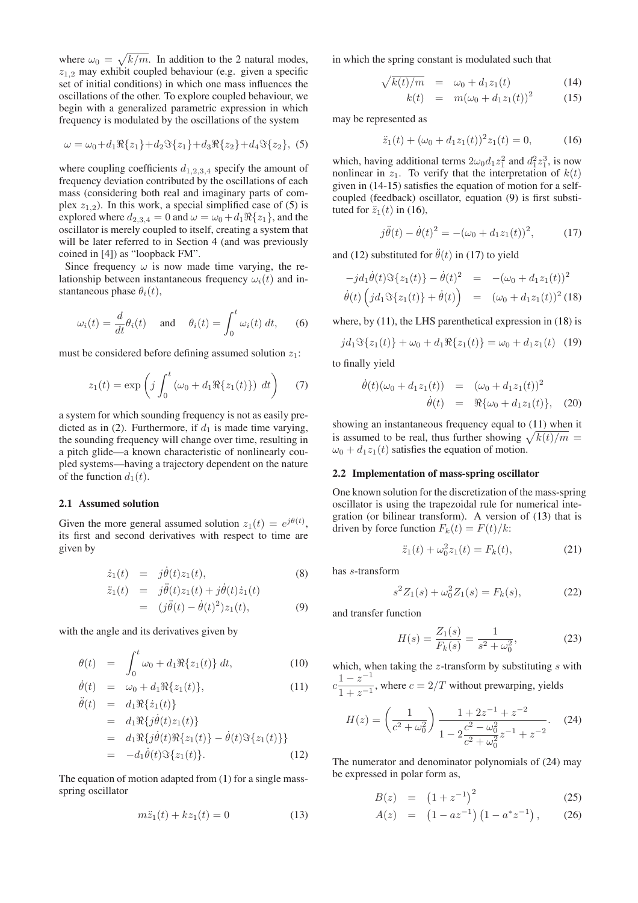where $\omega_0 = \sqrt{k/m}$. In addition to the 2 natural modes, $z_{1,2}$ may exhibit coupled behaviour (e.g. given a specific set of initial conditions) in which one mass influences the oscillations of the other. To explore coupled behaviour, we begin with a generalized parametric expression in which frequency is modulated by the oscillations of the system

$$\omega = \omega_0 + d_1\Re\{z_1\} + d_2\Im\{z_1\} + d_3\Re\{z_2\} + d_4\Im\{z_2\}, \quad (5)$$

where coupling coefficients $d_{1,2,3,4}$ specify the amount of frequency deviation contributed by the oscillations of each mass (considering both real and imaginary parts of complex $z_{1,2}$). In this work, a special simplified case of (5) is explored where $d_{2,3,4} = 0$ and $\omega = \omega_0 + d_1\Re\{z_1\}$, and the oscillator is merely coupled to itself, creating a system that will be later referred to in Section 4 (and was previously coined in [4]) as "loopback FM".

Since frequency $\omega$ is now made time varying, the relationship between instantaneous frequency $\omega_i(t)$ and instantaneous phase $\theta_i(t)$,

$$\omega_i(t) = \frac{d}{dt}\theta_i(t) \quad \text{and} \quad \theta_i(t) = \int_0^t \omega_i(t)\, dt, \quad (6)$$

must be considered before defining assumed solution $z_1$:

$$z_1(t) = \exp\left(j\int_0^t \left(\omega_0 + d_1\Re\{z_1(t)\}\right)\, dt\right) \quad (7)$$

a system for which sounding frequency is not as easily predicted as in (2). Furthermore, if $d_1$ is made time varying, the sounding frequency will change over time, resulting in a pitch glide—a known characteristic of nonlinearly coupled systems—having a trajectory dependent on the nature of the function $d_1(t)$.

### 2.1 Assumed solution

Given the more general assumed solution $z_1(t) = e^{j\theta(t)}$, its first and second derivatives with respect to time are given by

$$\begin{aligned}
\dot{z}_1(t) &= j\dot{\theta}(t)z_1(t), \quad (8)\\
\ddot{z}_1(t) &= j\ddot{\theta}(t)z_1(t) + j\dot{\theta}(t)\dot{z}_1(t)\\
&= (j\ddot{\theta}(t) - \dot{\theta}(t)^2)z_1(t), \quad (9)
\end{aligned}$$

with the angle and its derivatives given by

$$\begin{aligned}
\theta(t) &= \int_0^t \omega_0 + d_1\Re\{z_1(t)\}\, dt, \quad (10)\\
\dot{\theta}(t) &= \omega_0 + d_1\Re\{z_1(t)\}, \quad (11)\\
\ddot{\theta}(t) &= d_1\Re\{\dot{z}_1(t)\}\\
&= d_1\Re\{j\dot{\theta}(t)z_1(t)\}\\
&= d_1\Re\{j\dot{\theta}(t)\Re\{z_1(t)\} - \dot{\theta}(t)\Im\{z_1(t)\}\}\\
&= -d_1\dot{\theta}(t)\Im\{z_1(t)\}. \quad (12)
\end{aligned}$$

The equation of motion adapted from (1) for a single mass-spring oscillator

$$m\ddot{z}_1(t) + kz_1(t) = 0 \quad (13)$$

in which the spring constant is modulated such that

$$\begin{aligned}
\sqrt{k(t)/m} &= \omega_0 + d_1z_1(t) \quad (14)\\
k(t) &= m(\omega_0 + d_1z_1(t))^2 \quad (15)
\end{aligned}$$

may be represented as

$$\ddot{z}_1(t) + (\omega_0 + d_1z_1(t))^2z_1(t) = 0, \quad (16)$$

which, having additional terms $2\omega_0d_1z_1^2$ and $d_1^2z_1^3$, is now nonlinear in $z_1$. To verify that the interpretation of $k(t)$ given in (14-15) satisfies the equation of motion for a self-coupled (feedback) oscillator, equation (9) is first substituted for $\ddot{z}_1(t)$ in (16),

$$j\ddot{\theta}(t) - \dot{\theta}(t)^2 = -(\omega_0 + d_1z_1(t))^2, \quad (17)$$

and (12) substituted for $\ddot{\theta}(t)$ in (17) to yield

$$\begin{aligned}
-jd_1\dot{\theta}(t)\Im\{z_1(t)\} - \dot{\theta}(t)^2 &= -(\omega_0 + d_1z_1(t))^2\\
\dot{\theta}(t)\left(jd_1\Im\{z_1(t)\} + \dot{\theta}(t)\right) &= (\omega_0 + d_1z_1(t))^2 \quad (18)
\end{aligned}$$

where, by (11), the LHS parenthetical expression in (18) is

$$jd_1\Im\{z_1(t)\} + \omega_0 + d_1\Re\{z_1(t)\} = \omega_0 + d_1z_1(t) \quad (19)$$

to finally yield

$$\begin{aligned}
\dot{\theta}(t)(\omega_0 + d_1z_1(t)) &= (\omega_0 + d_1z_1(t))^2\\
\dot{\theta}(t) &= \Re\{\omega_0 + d_1z_1(t)\}, \quad (20)
\end{aligned}$$

showing an instantaneous frequency equal to (11) when it is assumed to be real, thus further showing $\sqrt{k(t)/m} = \omega_0 + d_1z_1(t)$ satisfies the equation of motion.

### 2.2 Implementation of mass-spring oscillator

One known solution for the discretization of the mass-spring oscillator is using the trapezoidal rule for numerical integration (or bilinear transform). A version of (13) that is driven by force function $F_k(t) = F(t)/k$:

$$\ddot{z}_1(t) + \omega_0^2z_1(t) = F_k(t), \quad (21)$$

has $s$-transform

$$s^2Z_1(s) + \omega_0^2Z_1(s) = F_k(s), \quad (22)$$

and transfer function

$$H(s) = \frac{Z_1(s)}{F_k(s)} = \frac{1}{s^2 + \omega_0^2}, \quad (23)$$

which, when taking the $z$-transform by substituting $s$ with $c\dfrac{1 - z^{-1}}{1 + z^{-1}}$, where $c = 2/T$ without prewarping, yields

$$H(z) = \left(\frac{1}{c^2 + \omega_0^2}\right)\frac{1 + 2z^{-1} + z^{-2}}{1 - 2\dfrac{c^2 - \omega_0^2}{c^2 + \omega_0^2}z^{-1} + z^{-2}}. \quad (24)$$

The numerator and denominator polynomials of (24) may be expressed in polar form as,

$$\begin{aligned}
B(z) &= \left(1 + z^{-1}\right)^2 \quad (25)\\
A(z) &= \left(1 - az^{-1}\right)\left(1 - a^*z^{-1}\right), \quad (26)
\end{aligned}$$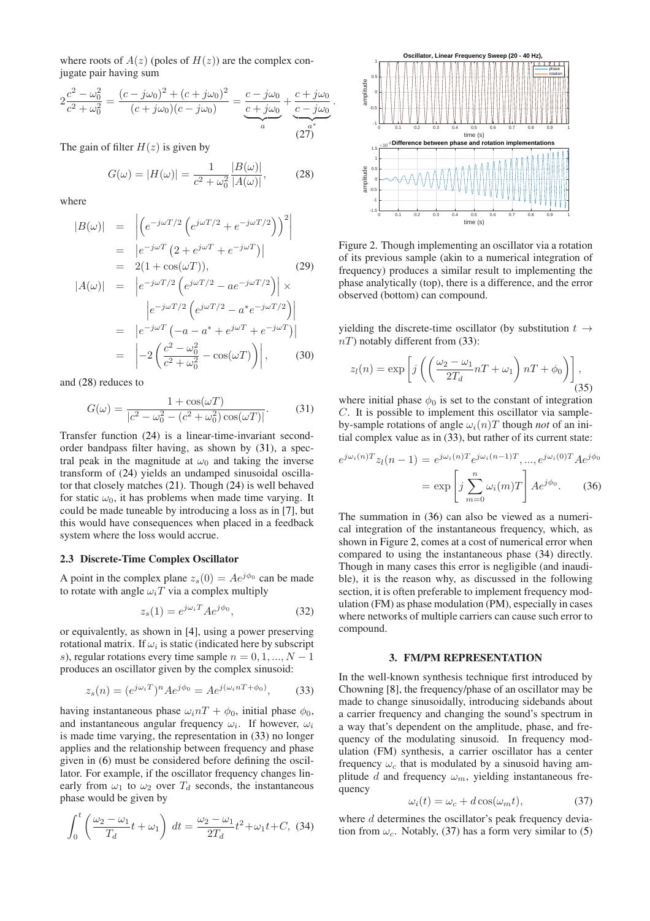where roots of $A(z)$ (poles of $H(z)$) are the complex conjugate pair having sum

$$2\frac{c^2-\omega_0^2}{c^2+\omega_0^2} = \frac{(c-j\omega_0)^2+(c+j\omega_0)^2}{(c+j\omega_0)(c-j\omega_0)} = \underbrace{\frac{c-j\omega_0}{c+j\omega_0}}_{a} + \underbrace{\frac{c+j\omega_0}{c-j\omega_0}}_{a^*}. \tag{27}$$

The gain of filter $H(z)$ is given by

$$G(\omega) = |H(\omega)| = \frac{1}{c^2+\omega_0^2}\frac{|B(\omega)|}{|A(\omega)|}, \tag{28}$$

where

$$\begin{aligned}
|B(\omega)| &= \left|\left(e^{-j\omega T/2}\left(e^{j\omega T/2}+e^{-j\omega T/2}\right)\right)^2\right| \\
&= \left|e^{-j\omega T}\left(2+e^{j\omega T}+e^{-j\omega T}\right)\right| \\
&= 2(1+\cos(\omega T)), \qquad (29)\\
|A(\omega)| &= \left|e^{-j\omega T/2}\left(e^{j\omega T/2}-ae^{-j\omega T/2}\right)\right| \times \\
&\qquad \left|e^{-j\omega T/2}\left(e^{j\omega T/2}-a^*e^{-j\omega T/2}\right)\right| \\
&= \left|e^{-j\omega T}\left(-a-a^*+e^{j\omega T}+e^{-j\omega T}\right)\right| \\
&= \left|-2\left(\frac{c^2-\omega_0^2}{c^2+\omega_0^2}-\cos(\omega T)\right)\right|, \qquad (30)
\end{aligned}$$

and (28) reduces to

$$G(\omega) = \frac{1+\cos(\omega T)}{|c^2-\omega_0^2-(c^2+\omega_0^2)\cos(\omega T)|}. \tag{31}$$

Transfer function (24) is a linear-time-invariant second-order bandpass filter having, as shown by (31), a spectral peak in the magnitude at $\omega_0$ and taking the inverse transform of (24) yields an undamped sinusoidal oscillator that closely matches (21). Though (24) is well behaved for static $\omega_0$, it has problems when made time varying. It could be made tuneable by introducing a loss as in [7], but this would have consequences when placed in a feedback system where the loss would accrue.

### 2.3 Discrete-Time Complex Oscillator

A point in the complex plane $z_s(0) = Ae^{j\phi_0}$ can be made to rotate with angle $\omega_i T$ via a complex multiply

$$z_s(1) = e^{j\omega_i T}Ae^{j\phi_0}, \tag{32}$$

or equivalently, as shown in [4], using a power preserving rotational matrix. If $\omega_i$ is static (indicated here by subscript $s$), regular rotations every time sample $n = 0, 1, ..., N-1$ produces an oscillator given by the complex sinusoid:

$$z_s(n) = (e^{j\omega_i T})^n Ae^{j\phi_0} = Ae^{j(\omega_i nT+\phi_0)}, \tag{33}$$

having instantaneous phase $\omega_i nT + \phi_0$, initial phase $\phi_0$, and instantaneous angular frequency $\omega_i$. If however, $\omega_i$ is made time varying, the representation in (33) no longer applies and the relationship between frequency and phase given in (6) must be considered before defining the oscillator. For example, if the oscillator frequency changes linearly from $\omega_1$ to $\omega_2$ over $T_d$ seconds, the instantaneous phase would be given by

$$\int_0^t \left(\frac{\omega_2-\omega_1}{T_d}t+\omega_1\right)\,dt = \frac{\omega_2-\omega_1}{2T_d}t^2+\omega_1 t + C, \tag{34}$$

Figure 2. Though implementing an oscillator via a rotation of its previous sample (akin to a numerical integration of frequency) produces a similar result to implementing the phase analytically (top), there is a difference, and the error observed (bottom) can compound.

yielding the discrete-time oscillator (by substitution $t \to nT$) notably different from (33):

$$z_l(n) = \exp\left[j\left(\left(\frac{\omega_2-\omega_1}{2T_d}nT+\omega_1\right)nT+\phi_0\right)\right], \tag{35}$$

where initial phase $\phi_0$ is set to the constant of integration $C$. It is possible to implement this oscillator via sample-by-sample rotations of angle $\omega_i(n)T$ though *not* of an initial complex value as in (33), but rather of its current state:

$$\begin{aligned}
e^{j\omega_i(n)T}z_l(n-1) &= e^{j\omega_i(n)T}e^{j\omega_i(n-1)T}, ..., e^{j\omega_i(0)T}Ae^{j\phi_0} \\
&= \exp\left[j\sum_{m=0}^{n}\omega_i(m)T\right]Ae^{j\phi_0}. \qquad (36)
\end{aligned}$$

The summation in (36) can also be viewed as a numerical integration of the instantaneous frequency, which, as shown in Figure 2, comes at a cost of numerical error when compared to using the instantaneous phase (34) directly. Though in many cases this error is negligible (and inaudible), it is the reason why, as discussed in the following section, it is often preferable to implement frequency modulation (FM) as phase modulation (PM), especially in cases where networks of multiple carriers can cause such error to compound.

## 3. FM/PM REPRESENTATION

In the well-known synthesis technique first introduced by Chowning [8], the frequency/phase of an oscillator may be made to change sinusoidally, introducing sidebands about a carrier frequency and changing the sound's spectrum in a way that's dependent on the amplitude, phase, and frequency of the modulating sinusoid. In frequency modulation (FM) synthesis, a carrier oscillator has a center frequency $\omega_c$ that is modulated by a sinusoid having amplitude $d$ and frequency $\omega_m$, yielding instantaneous frequency

$$\omega_i(t) = \omega_c + d\cos(\omega_m t), \tag{37}$$

where $d$ determines the oscillator's peak frequency deviation from $\omega_c$. Notably, (37) has a form very similar to (5)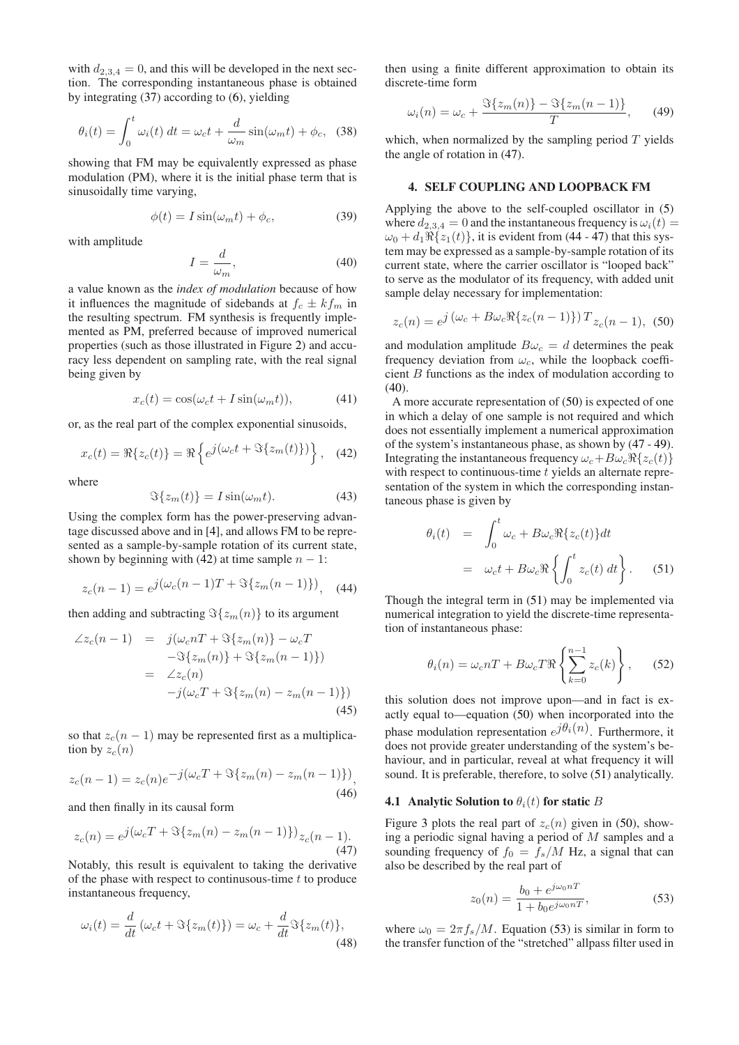with $d_{2,3,4} = 0$, and this will be developed in the next section. The corresponding instantaneous phase is obtained by integrating (37) according to (6), yielding

$$\theta_i(t) = \int_0^t \omega_i(t)\, dt = \omega_c t + \frac{d}{\omega_m}\sin(\omega_m t) + \phi_c, \quad (38)$$

showing that FM may be equivalently expressed as phase modulation (PM), where it is the initial phase term that is sinusoidally time varying,

$$\phi(t) = I\sin(\omega_m t) + \phi_c, \quad (39)$$

with amplitude

$$I = \frac{d}{\omega_m}, \quad (40)$$

a value known as the *index of modulation* because of how it influences the magnitude of sidebands at $f_c \pm kf_m$ in the resulting spectrum. FM synthesis is frequently implemented as PM, preferred because of improved numerical properties (such as those illustrated in Figure 2) and accuracy less dependent on sampling rate, with the real signal being given by

$$x_c(t) = \cos(\omega_c t + I\sin(\omega_m t)), \quad (41)$$

or, as the real part of the complex exponential sinusoids,

$$x_c(t) = \Re\{z_c(t)\} = \Re\left\{e^{j(\omega_c t + \Im\{z_m(t)\})}\right\}, \quad (42)$$

where

$$\Im\{z_m(t)\} = I\sin(\omega_m t). \quad (43)$$

Using the complex form has the power-preserving advantage discussed above and in [4], and allows FM to be represented as a sample-by-sample rotation of its current state, shown by beginning with (42) at time sample $n-1$:

$$z_c(n-1) = e^{j(\omega_c(n-1)T + \Im\{z_m(n-1)\})}, \quad (44)$$

then adding and subtracting $\Im\{z_m(n)\}$ to its argument

$$\begin{aligned}
\angle z_c(n-1) &= j(\omega_c nT + \Im\{z_m(n)\} - \omega_c T \\
&\quad - \Im\{z_m(n)\} + \Im\{z_m(n-1)\}) \\
&= \angle z_c(n) \\
&\quad - j(\omega_c T + \Im\{z_m(n) - z_m(n-1)\})
\end{aligned} \quad (45)$$

so that $z_c(n-1)$ may be represented first as a multiplication by $z_c(n)$

$$z_c(n-1) = z_c(n)e^{-j(\omega_c T + \Im\{z_m(n) - z_m(n-1)\})}, \quad (46)$$

and then finally in its causal form

$$z_c(n) = e^{j(\omega_c T + \Im\{z_m(n) - z_m(n-1)\})}z_c(n-1). \quad (47)$$

Notably, this result is equivalent to taking the derivative of the phase with respect to continsuous-time $t$ to produce instantaneous frequency,

$$\omega_i(t) = \frac{d}{dt}\left(\omega_c t + \Im\{z_m(t)\}\right) = \omega_c + \frac{d}{dt}\Im\{z_m(t)\}, \quad (48)$$

then using a finite different approximation to obtain its discrete-time form

$$\omega_i(n) = \omega_c + \frac{\Im\{z_m(n)\} - \Im\{z_m(n-1)\}}{T}, \quad (49)$$

which, when normalized by the sampling period $T$ yields the angle of rotation in (47).

## 4. SELF COUPLING AND LOOPBACK FM

Applying the above to the self-coupled oscillator in (5) where $d_{2,3,4} = 0$ and the instantaneous frequency is $\omega_i(t) = \omega_0 + d_1\Re\{z_1(t)\}$, it is evident from (44 - 47) that this system may be expressed as a sample-by-sample rotation of its current state, where the carrier oscillator is "looped back" to serve as the modulator of its frequency, with added unit sample delay necessary for implementation:

$$z_c(n) = e^{j\,(\omega_c + B\omega_c\Re\{z_c(n-1)\})\,T}z_c(n-1), \quad (50)$$

and modulation amplitude $B\omega_c = d$ determines the peak frequency deviation from $\omega_c$, while the loopback coefficient $B$ functions as the index of modulation according to (40).

A more accurate representation of (50) is expected of one in which a delay of one sample is not required and which does not essentially implement a numerical approximation of the system's instantaneous phase, as shown by (47 - 49). Integrating the instantaneous frequency $\omega_c + B\omega_c\Re\{z_c(t)\}$ with respect to continuous-time $t$ yields an alternate representation of the system in which the corresponding instantaneous phase is given by

$$\begin{aligned}
\theta_i(t) &= \int_0^t \omega_c + B\omega_c\Re\{z_c(t)\}dt \\
&= \omega_c t + B\omega_c\Re\left\{\int_0^t z_c(t)\, dt\right\}.
\end{aligned} \quad (51)$$

Though the integral term in (51) may be implemented via numerical integration to yield the discrete-time representation of instantaneous phase:

$$\theta_i(n) = \omega_c nT + B\omega_c T\Re\left\{\sum_{k=0}^{n-1} z_c(k)\right\}, \quad (52)$$

this solution does not improve upon—and in fact is exactly equal to—equation (50) when incorporated into the phase modulation representation $e^{j\theta_i(n)}$. Furthermore, it does not provide greater understanding of the system's behaviour, and in particular, reveal at what frequency it will sound. It is preferable, therefore, to solve (51) analytically.

### 4.1 Analytic Solution to $\theta_i(t)$ for static $B$

Figure 3 plots the real part of $z_c(n)$ given in (50), showing a periodic signal having a period of $M$ samples and a sounding frequency of $f_0 = f_s/M$ Hz, a signal that can also be described by the real part of

$$z_0(n) = \frac{b_0 + e^{j\omega_0 nT}}{1 + b_0 e^{j\omega_0 nT}}, \quad (53)$$

where $\omega_0 = 2\pi f_s/M$. Equation (53) is similar in form to the transfer function of the "stretched" allpass filter used in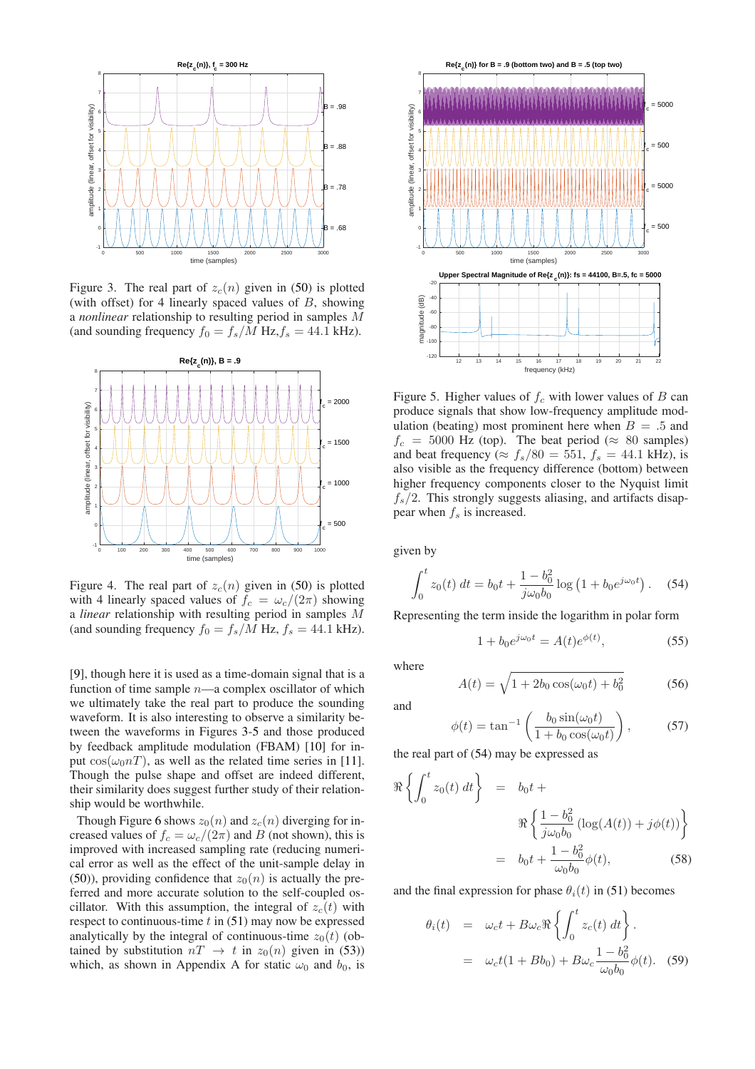Figure 3. The real part of $z_c(n)$ given in (50) is plotted (with offset) for 4 linearly spaced values of $B$, showing a *nonlinear* relationship to resulting period in samples $M$ (and sounding frequency $f_0 = f_s/M$ Hz, $f_s = 44.1$ kHz).

Figure 4. The real part of $z_c(n)$ given in (50) is plotted with 4 linearly spaced values of $f_c = \omega_c/(2\pi)$ showing a *linear* relationship with resulting period in samples $M$ (and sounding frequency $f_0 = f_s/M$ Hz, $f_s = 44.1$ kHz).

[9], though here it is used as a time-domain signal that is a function of time sample $n$—a complex oscillator of which we ultimately take the real part to produce the sounding waveform. It is also interesting to observe a similarity between the waveforms in Figures 3-5 and those produced by feedback amplitude modulation (FBAM) [10] for input $\cos(\omega_0 nT)$, as well as the related time series in [11]. Though the pulse shape and offset are indeed different, their similarity does suggest further study of their relationship would be worthwhile.

Though Figure 6 shows $z_0(n)$ and $z_c(n)$ diverging for increased values of $f_c = \omega_c/(2\pi)$ and $B$ (not shown), this is improved with increased sampling rate (reducing numerical error as well as the effect of the unit-sample delay in (50)), providing confidence that $z_0(n)$ is actually the preferred and more accurate solution to the self-coupled oscillator. With this assumption, the integral of $z_c(t)$ with respect to continuous-time $t$ in (51) may now be expressed analytically by the integral of continuous-time $z_0(t)$ (obtained by substitution $nT \rightarrow t$ in $z_0(n)$ given in (53)) which, as shown in Appendix A for static $\omega_0$ and $b_0$, is

Figure 5. Higher values of $f_c$ with lower values of $B$ can produce signals that show low-frequency amplitude modulation (beating) most prominent here when $B = .5$ and $f_c = 5000$ Hz (top). The beat period ($\approx$ 80 samples) and beat frequency ($\approx f_s/80 = 551$, $f_s = 44.1$ kHz), is also visible as the frequency difference (bottom) between higher frequency components closer to the Nyquist limit $f_s/2$. This strongly suggests aliasing, and artifacts disappear when $f_s$ is increased.

given by

$$\int_0^t z_0(t)\, dt = b_0 t + \frac{1 - b_0^2}{j\omega_0 b_0} \log\left(1 + b_0 e^{j\omega_0 t}\right). \tag{54}$$

Representing the term inside the logarithm in polar form

$$1 + b_0 e^{j\omega_0 t} = A(t) e^{\phi(t)}, \tag{55}$$

where

$$A(t) = \sqrt{1 + 2b_0 \cos(\omega_0 t) + b_0^2} \tag{56}$$

and

$$\phi(t) = \tan^{-1}\left(\frac{b_0 \sin(\omega_0 t)}{1 + b_0 \cos(\omega_0 t)}\right), \tag{57}$$

the real part of (54) may be expressed as

$$\begin{aligned}
\Re\left\{\int_0^t z_0(t)\, dt\right\} &= b_0 t + \\
&\quad \Re\left\{\frac{1 - b_0^2}{j\omega_0 b_0}\left(\log(A(t)) + j\phi(t)\right)\right\} \\
&= b_0 t + \frac{1 - b_0^2}{\omega_0 b_0}\phi(t),
\end{aligned} \tag{58}$$

and the final expression for phase $\theta_i(t)$ in (51) becomes

$$\begin{aligned}
\theta_i(t) &= \omega_c t + B\omega_c \Re\left\{\int_0^t z_c(t)\, dt\right\}. \\
&= \omega_c t(1 + Bb_0) + B\omega_c \frac{1 - b_0^2}{\omega_0 b_0}\phi(t).
\end{aligned} \tag{59}$$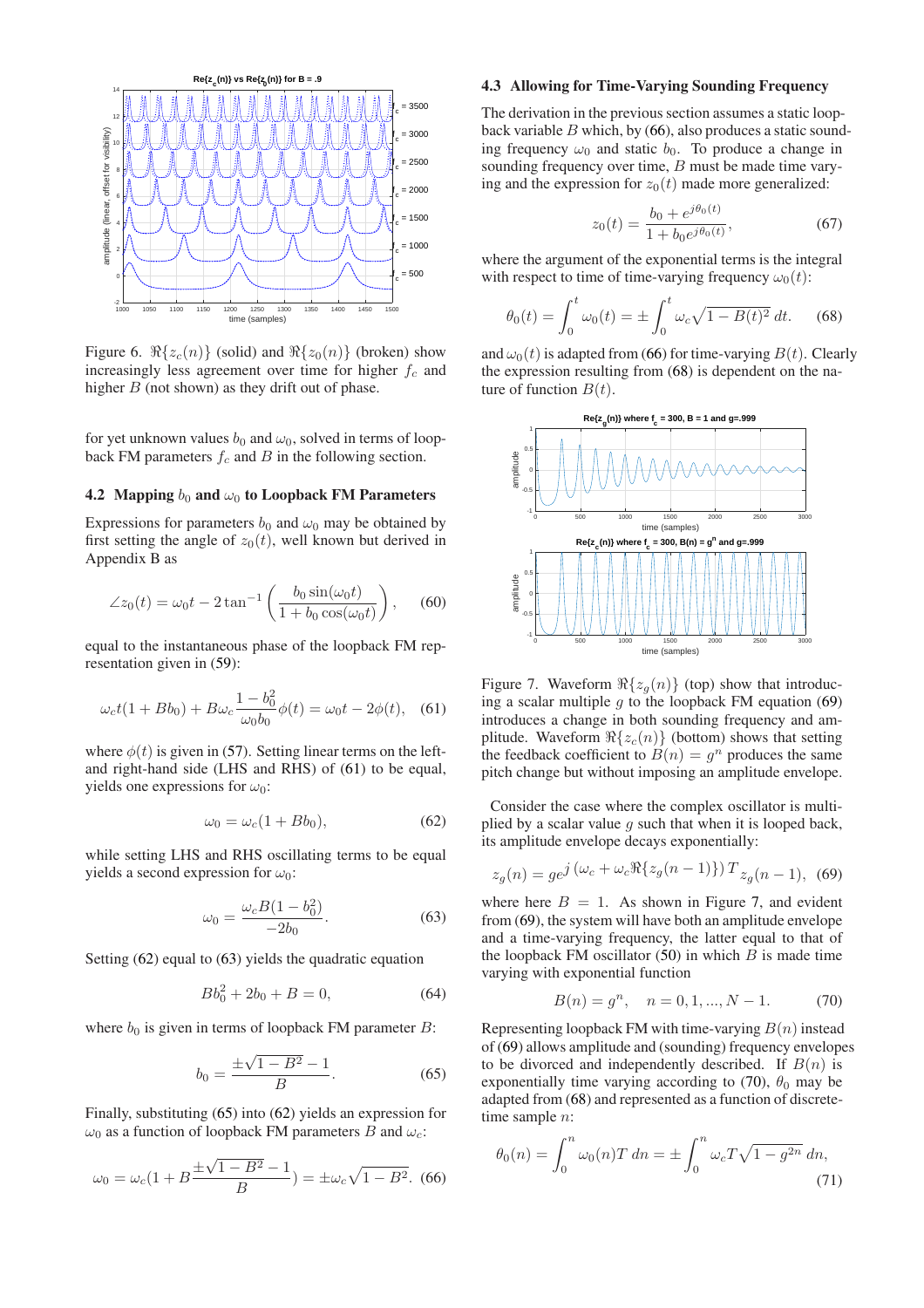Figure 6. $\Re\{z_c(n)\}$ (solid) and $\Re\{z_0(n)\}$ (broken) show increasingly less agreement over time for higher $f_c$ and higher $B$ (not shown) as they drift out of phase.

for yet unknown values $b_0$ and $\omega_0$, solved in terms of loopback FM parameters $f_c$ and $B$ in the following section.

### 4.2 Mapping $b_0$ and $\omega_0$ to Loopback FM Parameters

Expressions for parameters $b_0$ and $\omega_0$ may be obtained by first setting the angle of $z_0(t)$, well known but derived in Appendix B as

$$\angle z_0(t) = \omega_0 t - 2\tan^{-1}\left(\frac{b_0 \sin(\omega_0 t)}{1 + b_0 \cos(\omega_0 t)}\right), \quad (60)$$

equal to the instantaneous phase of the loopback FM representation given in (59):

$$\omega_c t(1 + Bb_0) + B\omega_c \frac{1 - b_0^2}{\omega_0 b_0}\phi(t) = \omega_0 t - 2\phi(t), \quad (61)$$

where $\phi(t)$ is given in (57). Setting linear terms on the left- and right-hand side (LHS and RHS) of (61) to be equal, yields one expressions for $\omega_0$:

$$\omega_0 = \omega_c(1 + Bb_0), \quad (62)$$

while setting LHS and RHS oscillating terms to be equal yields a second expression for $\omega_0$:

$$\omega_0 = \frac{\omega_c B(1 - b_0^2)}{-2b_0}. \quad (63)$$

Setting (62) equal to (63) yields the quadratic equation

$$Bb_0^2 + 2b_0 + B = 0, \quad (64)$$

where $b_0$ is given in terms of loopback FM parameter $B$:

$$b_0 = \frac{\pm\sqrt{1 - B^2} - 1}{B}. \quad (65)$$

Finally, substituting (65) into (62) yields an expression for $\omega_0$ as a function of loopback FM parameters $B$ and $\omega_c$:

$$\omega_0 = \omega_c(1 + B\frac{\pm\sqrt{1 - B^2} - 1}{B}) = \pm\omega_c\sqrt{1 - B^2}. \quad (66)$$

### 4.3 Allowing for Time-Varying Sounding Frequency

The derivation in the previous section assumes a static loopback variable $B$ which, by (66), also produces a static sounding frequency $\omega_0$ and static $b_0$. To produce a change in sounding frequency over time, $B$ must be made time varying and the expression for $z_0(t)$ made more generalized:

$$z_0(t) = \frac{b_0 + e^{j\theta_0(t)}}{1 + b_0 e^{j\theta_0(t)}}, \quad (67)$$

where the argument of the exponential terms is the integral with respect to time of time-varying frequency $\omega_0(t)$:

$$\theta_0(t) = \int_0^t \omega_0(t) = \pm\int_0^t \omega_c\sqrt{1 - B(t)^2}\, dt. \quad (68)$$

and $\omega_0(t)$ is adapted from (66) for time-varying $B(t)$. Clearly the expression resulting from (68) is dependent on the nature of function $B(t)$.

Figure 7. Waveform $\Re\{z_g(n)\}$ (top) show that introducing a scalar multiple $g$ to the loopback FM equation (69) introduces a change in both sounding frequency and amplitude. Waveform $\Re\{z_c(n)\}$ (bottom) shows that setting the feedback coefficient to $B(n) = g^n$ produces the same pitch change but without imposing an amplitude envelope.

Consider the case where the complex oscillator is multiplied by a scalar value $g$ such that when it is looped back, its amplitude envelope decays exponentially:

$$z_g(n) = ge^{j\,(\omega_c + \omega_c\Re\{z_g(n-1)\})\,T}\, z_g(n-1), \quad (69)$$

where here $B = 1$. As shown in Figure 7, and evident from (69), the system will have both an amplitude envelope and a time-varying frequency, the latter equal to that of the loopback FM oscillator (50) in which $B$ is made time varying with exponential function

$$B(n) = g^n, \quad n = 0, 1, ..., N-1. \quad (70)$$

Representing loopback FM with time-varying $B(n)$ instead of (69) allows amplitude and (sounding) frequency envelopes to be divorced and independently described. If $B(n)$ is exponentially time varying according to (70), $\theta_0$ may be adapted from (68) and represented as a function of discrete-time sample $n$:

$$\theta_0(n) = \int_0^n \omega_0(n)T\, dn = \pm\int_0^n \omega_c T\sqrt{1 - g^{2n}}\, dn, \quad (71)$$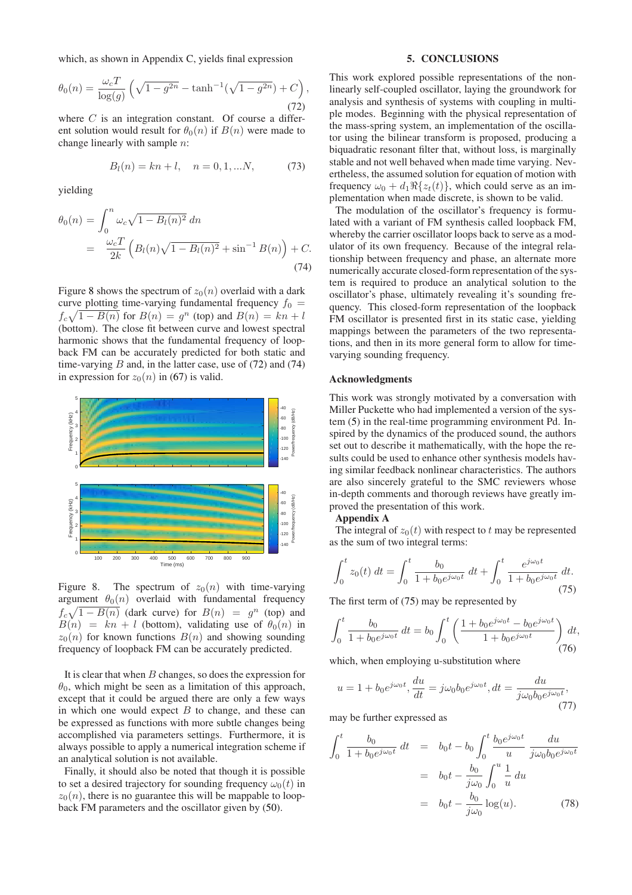which, as shown in Appendix C, yields final expression

$$\theta_0(n) = \frac{\omega_c T}{\log(g)} \left( \sqrt{1 - g^{2n}} - \tanh^{-1}(\sqrt{1 - g^{2n}}) + C \right), \tag{72}$$

where $C$ is an integration constant. Of course a different solution would result for $\theta_0(n)$ if $B(n)$ were made to change linearly with sample $n$:

$$B_l(n) = kn + l, \quad n = 0, 1, ...N, \tag{73}$$

yielding

$$\begin{aligned}\theta_0(n) &= \int_0^n \omega_c \sqrt{1 - B_l(n)^2}\, dn \\ &= \frac{\omega_c T}{2k} \left( B_l(n)\sqrt{1 - B_l(n)^2} + \sin^{-1} B(n) \right) + C.\end{aligned} \tag{74}$$

Figure 8 shows the spectrum of $z_0(n)$ overlaid with a dark curve plotting time-varying fundamental frequency $f_0 = f_c\sqrt{1 - B(n)}$ for $B(n) = g^n$ (top) and $B(n) = kn + l$ (bottom). The close fit between curve and lowest spectral harmonic shows that the fundamental frequency of loopback FM can be accurately predicted for both static and time-varying $B$ and, in the latter case, use of (72) and (74) in expression for $z_0(n)$ in (67) is valid.

Figure 8. The spectrum of $z_0(n)$ with time-varying argument $\theta_0(n)$ overlaid with fundamental frequency $f_c\sqrt{1 - B(n)}$ (dark curve) for $B(n) = g^n$ (top) and $B(n) = kn + l$ (bottom), validating use of $\theta_0(n)$ in $z_0(n)$ for known functions $B(n)$ and showing sounding frequency of loopback FM can be accurately predicted.

It is clear that when $B$ changes, so does the expression for $\theta_0$, which might be seen as a limitation of this approach, except that it could be argued there are only a few ways in which one would expect $B$ to change, and these can be expressed as functions with more subtle changes being accomplished via parameters settings. Furthermore, it is always possible to apply a numerical integration scheme if an analytical solution is not available.

Finally, it should also be noted that though it is possible to set a desired trajectory for sounding frequency $\omega_0(t)$ in $z_0(n)$, there is no guarantee this will be mappable to loopback FM parameters and the oscillator given by (50).

## 5. CONCLUSIONS

This work explored possible representations of the nonlinearly self-coupled oscillator, laying the groundwork for analysis and synthesis of systems with coupling in multiple modes. Beginning with the physical representation of the mass-spring system, an implementation of the oscillator using the bilinear transform is proposed, producing a biquadratic resonant filter that, without loss, is marginally stable and not well behaved when made time varying. Nevertheless, the assumed solution for equation of motion with frequency $\omega_0 + d_1\Re\{z_t(t)\}$, which could serve as an implementation when made discrete, is shown to be valid.

The modulation of the oscillator's frequency is formulated with a variant of FM synthesis called loopback FM, whereby the carrier oscillator loops back to serve as a modulator of its own frequency. Because of the integral relationship between frequency and phase, an alternate more numerically accurate closed-form representation of the system is required to produce an analytical solution to the oscillator's phase, ultimately revealing it's sounding frequency. This closed-form representation of the loopback FM oscillator is presented first in its static case, yielding mappings between the parameters of the two representations, and then in its more general form to allow for time-varying sounding frequency.

### Acknowledgments

This work was strongly motivated by a conversation with Miller Puckette who had implemented a version of the system (5) in the real-time programming environment Pd. Inspired by the dynamics of the produced sound, the authors set out to describe it mathematically, with the hope the results could be used to enhance other synthesis models having similar feedback nonlinear characteristics. The authors are also sincerely grateful to the SMC reviewers whose in-depth comments and thorough reviews have greatly improved the presentation of this work.

### Appendix A

The integral of $z_0(t)$ with respect to $t$ may be represented as the sum of two integral terms:

$$\int_0^t z_0(t)\, dt = \int_0^t \frac{b_0}{1 + b_0 e^{j\omega_0 t}}\, dt + \int_0^t \frac{e^{j\omega_0 t}}{1 + b_0 e^{j\omega_0 t}}\, dt. \tag{75}$$

The first term of (75) may be represented by

$$\int_0^t \frac{b_0}{1 + b_0 e^{j\omega_0 t}}\, dt = b_0 \int_0^t \left( \frac{1 + b_0 e^{j\omega_0 t} - b_0 e^{j\omega_0 t}}{1 + b_0 e^{j\omega_0 t}} \right) dt, \tag{76}$$

which, when employing u-substitution where

$$u = 1 + b_0 e^{j\omega_0 t}, \frac{du}{dt} = j\omega_0 b_0 e^{j\omega_0 t}, dt = \frac{du}{j\omega_0 b_0 e^{j\omega_0 t}}, \tag{77}$$

may be further expressed as

$$\begin{aligned}\int_0^t \frac{b_0}{1 + b_0 e^{j\omega_0 t}}\, dt &= b_0 t - b_0 \int_0^t \frac{b_0 e^{j\omega_0 t}}{u} \frac{du}{j\omega_0 b_0 e^{j\omega_0 t}} \\ &= b_0 t - \frac{b_0}{j\omega_0} \int_0^u \frac{1}{u}\, du \\ &= b_0 t - \frac{b_0}{j\omega_0} \log(u).\end{aligned} \tag{78}$$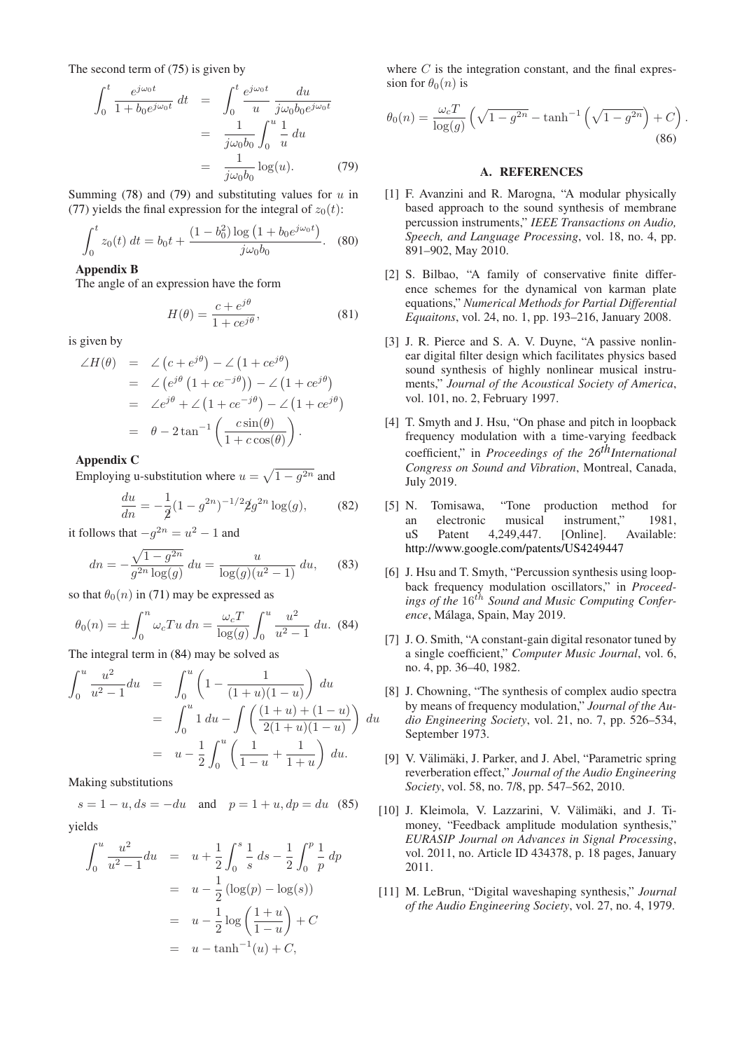The second term of (75) is given by

$$\begin{aligned}\int_0^t \frac{e^{j\omega_0 t}}{1+b_0 e^{j\omega_0 t}}\,dt &= \int_0^t \frac{e^{j\omega_0 t}}{u}\,\frac{du}{j\omega_0 b_0 e^{j\omega_0 t}} \\ &= \frac{1}{j\omega_0 b_0}\int_0^u \frac{1}{u}\,du \\ &= \frac{1}{j\omega_0 b_0}\log(u). \end{aligned} \tag{79}$$

Summing (78) and (79) and substituting values for $u$ in (77) yields the final expression for the integral of $z_0(t)$:

$$\int_0^t z_0(t)\,dt = b_0 t + \frac{(1-b_0^2)\log\left(1+b_0 e^{j\omega_0 t}\right)}{j\omega_0 b_0}. \tag{80}$$

**Appendix B**

The angle of an expression have the form

$$H(\theta) = \frac{c+e^{j\theta}}{1+ce^{j\theta}}, \tag{81}$$

is given by

$$\begin{aligned}\angle H(\theta) &= \angle\left(c+e^{j\theta}\right) - \angle\left(1+ce^{j\theta}\right) \\ &= \angle\left(e^{j\theta}\left(1+ce^{-j\theta}\right)\right) - \angle\left(1+ce^{j\theta}\right) \\ &= \angle e^{j\theta} + \angle\left(1+ce^{-j\theta}\right) - \angle\left(1+ce^{j\theta}\right) \\ &= \theta - 2\tan^{-1}\left(\frac{c\sin(\theta)}{1+c\cos(\theta)}\right).\end{aligned}$$

**Appendix C**

Employing u-substitution where $u=\sqrt{1-g^{2n}}$ and

$$\frac{du}{dn} = -\frac{1}{\not{2}}(1-g^{2n})^{-1/2}\not{2}g^{2n}\log(g), \tag{82}$$

it follows that $-g^{2n} = u^2-1$ and

$$dn = -\frac{\sqrt{1-g^{2n}}}{g^{2n}\log(g)}\,du = \frac{u}{\log(g)(u^2-1)}\,du, \tag{83}$$

so that $\theta_0(n)$ in (71) may be expressed as

$$\theta_0(n) = \pm\int_0^n \omega_c T u\,dn = \frac{\omega_c T}{\log(g)}\int_0^u \frac{u^2}{u^2-1}\,du. \tag{84}$$

The integral term in (84) may be solved as

$$\begin{aligned}\int_0^u \frac{u^2}{u^2-1}du &= \int_0^u \left(1-\frac{1}{(1+u)(1-u)}\right)\,du \\ &= \int_0^u 1\,du - \int\left(\frac{(1+u)+(1-u)}{2(1+u)(1-u)}\right)\,du \\ &= u - \frac{1}{2}\int_0^u\left(\frac{1}{1-u}+\frac{1}{1+u}\right)\,du.\end{aligned}$$

Making substitutions

$$s=1-u, ds=-du \quad \text{and} \quad p=1+u, dp=du \tag{85}$$

yields

$$\begin{aligned}\int_0^u \frac{u^2}{u^2-1}du &= u + \frac{1}{2}\int_0^s \frac{1}{s}\,ds - \frac{1}{2}\int_0^p \frac{1}{p}\,dp \\ &= u - \frac{1}{2}\left(\log(p)-\log(s)\right) \\ &= u - \frac{1}{2}\log\left(\frac{1+u}{1-u}\right) + C \\ &= u - \tanh^{-1}(u) + C,\end{aligned}$$

where $C$ is the integration constant, and the final expression for $\theta_0(n)$ is

$$\theta_0(n) = \frac{\omega_c T}{\log(g)}\left(\sqrt{1-g^{2n}} - \tanh^{-1}\left(\sqrt{1-g^{2n}}\right) + C\right). \tag{86}$$

## A. REFERENCES

[1] F. Avanzini and R. Marogna, "A modular physically based approach to the sound synthesis of membrane percussion instruments," *IEEE Transactions on Audio, Speech, and Language Processing*, vol. 18, no. 4, pp. 891–902, May 2010.

[2] S. Bilbao, "A family of conservative finite difference schemes for the dynamical von karman plate equations," *Numerical Methods for Partial Differential Equaitons*, vol. 24, no. 1, pp. 193–216, January 2008.

[3] J. R. Pierce and S. A. V. Duyne, "A passive nonlinear digital filter design which facilitates physics based sound synthesis of highly nonlinear musical instruments," *Journal of the Acoustical Society of America*, vol. 101, no. 2, February 1997.

[4] T. Smyth and J. Hsu, "On phase and pitch in loopback frequency modulation with a time-varying feedback coefficient," in *Proceedings of the 26th International Congress on Sound and Vibration*, Montreal, Canada, July 2019.

[5] N. Tomisawa, "Tone production method for an electronic musical instrument," 1981, uS Patent 4,249,447. [Online]. Available: http://www.google.com/patents/US4249447

[6] J. Hsu and T. Smyth, "Percussion synthesis using loopback frequency modulation oscillators," in *Proceedings of the 16th Sound and Music Computing Conference*, Málaga, Spain, May 2019.

[7] J. O. Smith, "A constant-gain digital resonator tuned by a single coefficient," *Computer Music Journal*, vol. 6, no. 4, pp. 36–40, 1982.

[8] J. Chowning, "The synthesis of complex audio spectra by means of frequency modulation," *Journal of the Audio Engineering Society*, vol. 21, no. 7, pp. 526–534, September 1973.

[9] V. Välimäki, J. Parker, and J. Abel, "Parametric spring reverberation effect," *Journal of the Audio Engineering Society*, vol. 58, no. 7/8, pp. 547–562, 2010.

[10] J. Kleimola, V. Lazzarini, V. Välimäki, and J. Timoney, "Feedback amplitude modulation synthesis," *EURASIP Journal on Advances in Signal Processing*, vol. 2011, no. Article ID 434378, p. 18 pages, January 2011.

[11] M. LeBrun, "Digital waveshaping synthesis," *Journal of the Audio Engineering Society*, vol. 27, no. 4, 1979.